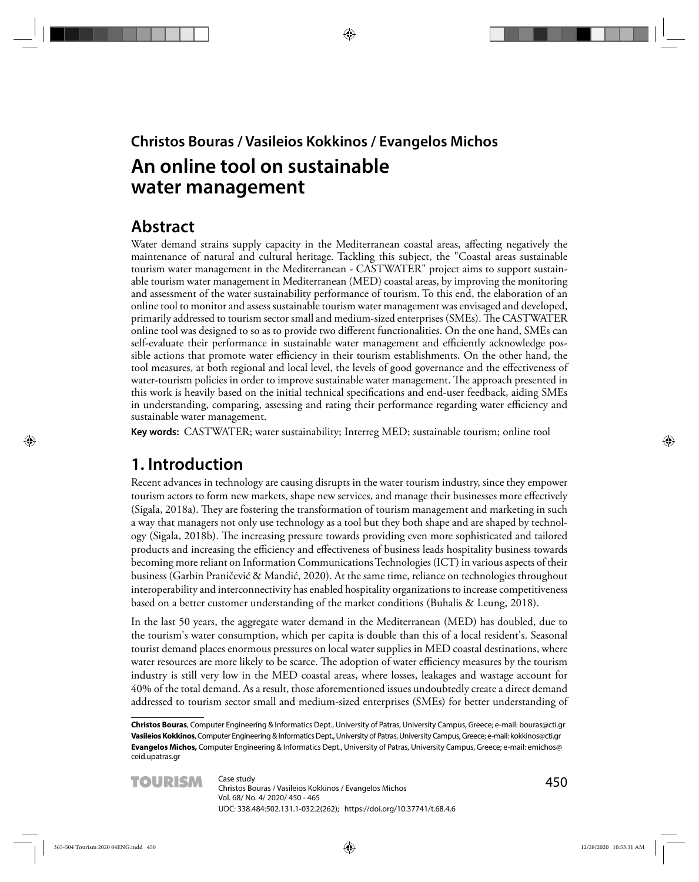**Christos Bouras / Vasileios Kokkinos / Evangelos Michos**

# An online tool on sustainable water management

## Abstract

Water demand strains supply capacity in the Mediterranean coastal areas, affecting negatively the maintenance of natural and cultural heritage. Tackling this subject, the "Coastal areas sustainable tourism water management in the Mediterranean - CASTWATER" project aims to support sustainable tourism water management in Mediterranean (MED) coastal areas, by improving the monitoring and assessment of the water sustainability performance of tourism. To this end, the elaboration of an online tool to monitor and assess sustainable tourism water management was envisaged and developed, primarily addressed to tourism sector small and medium-sized enterprises (SMEs). The CASTWATER online tool was designed to so as to provide two different functionalities. On the one hand, SMEs can self-evaluate their performance in sustainable water management and efficiently acknowledge possible actions that promote water efficiency in their tourism establishments. On the other hand, the tool measures, at both regional and local level, the levels of good governance and the effectiveness of water-tourism policies in order to improve sustainable water management. The approach presented in this work is heavily based on the initial technical specifications and end-user feedback, aiding SMEs in understanding, comparing, assessing and rating their performance regarding water efficiency and sustainable water management.

**Key words:** CASTWATER; water sustainability; Interreg MED; sustainable tourism; online tool

## 1. Introduction

Recent advances in technology are causing disrupts in the water tourism industry, since they empower tourism actors to form new markets, shape new services, and manage their businesses more effectively (Sigala, 2018a). They are fostering the transformation of tourism management and marketing in such a way that managers not only use technology as a tool but they both shape and are shaped by technology (Sigala, 2018b). The increasing pressure towards providing even more sophisticated and tailored products and increasing the efficiency and effectiveness of business leads hospitality business towards becoming more reliant on Information Communications Technologies (ICT) in various aspects of their business (Garbin Praničević & Mandić, 2020). At the same time, reliance on technologies throughout interoperability and interconnectivity has enabled hospitality organizations to increase competitiveness based on a better customer understanding of the market conditions (Buhalis & Leung, 2018).

In the last 50 years, the aggregate water demand in the Mediterranean (MED) has doubled, due to the tourism's water consumption, which per capita is double than this of a local resident's. Seasonal tourist demand places enormous pressures on local water supplies in MED coastal destinations, where water resources are more likely to be scarce. The adoption of water efficiency measures by the tourism industry is still very low in the MED coastal areas, where losses, leakages and wastage account for 40% of the total demand. As a result, those aforementioned issues undoubtedly create a direct demand addressed to tourism sector small and medium-sized enterprises (SMEs) for better understanding of

---

**Christos Bouras**, Computer Engineering & Informatics Dept., University of Patras, University Campus, Greece; e-mail: bouras@cti.gr
**Vasileios Kokkinos**, Computer Engineering & Informatics Dept., University of Patras, University Campus, Greece; e-mail: kokkinos@cti.gr
**Evangelos Michos,** Computer Engineering & Informatics Dept., University of Patras, University Campus, Greece; e-mail: emichos@ceid.upatras.gr

Case study
UDC: 338.484:502.131.1-032.2(262); https://doi.org/10.37741/t.68.4.6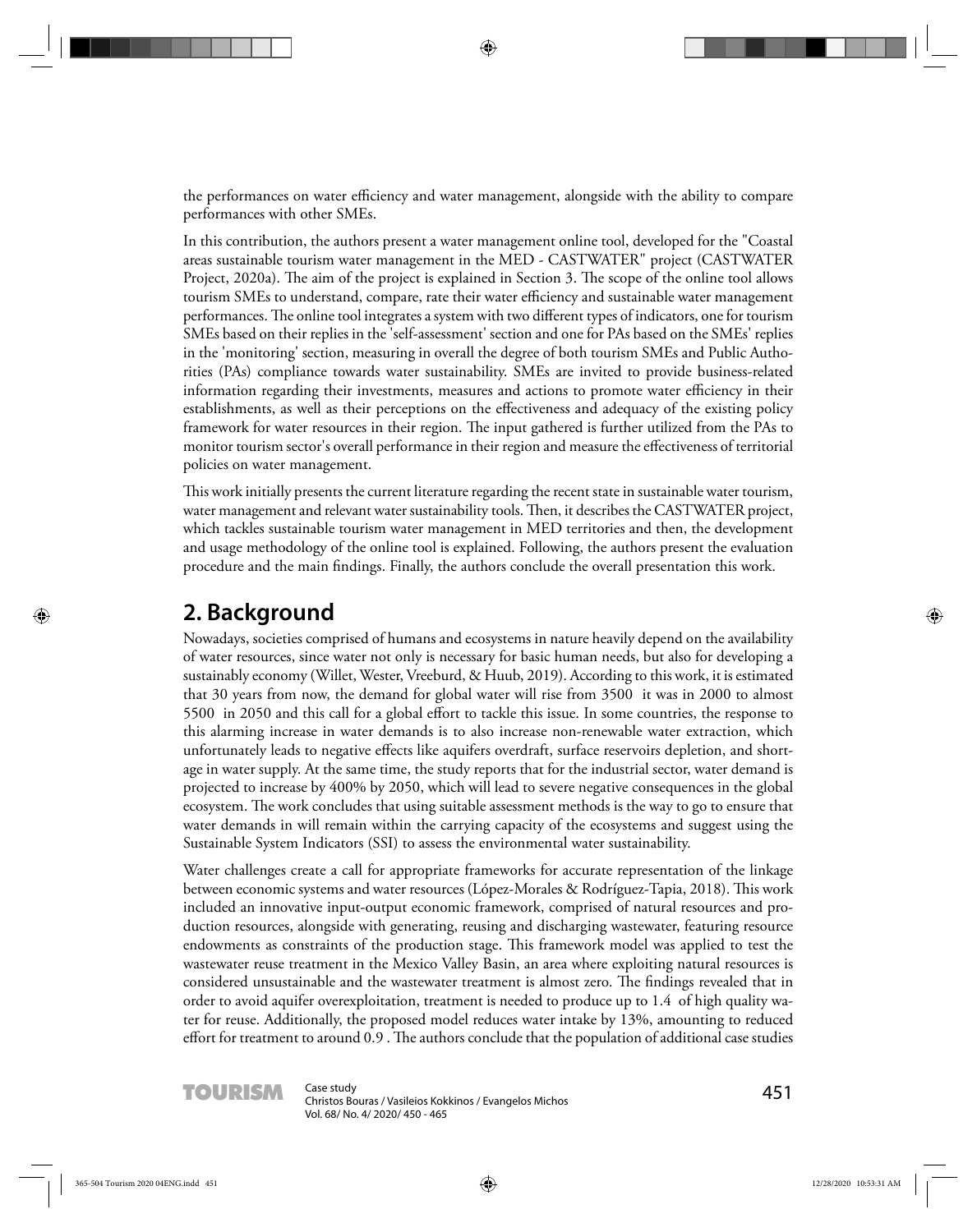the performances on water efficiency and water management, alongside with the ability to compare performances with other SMEs.

In this contribution, the authors present a water management online tool, developed for the "Coastal areas sustainable tourism water management in the MED - CASTWATER" project (CASTWATER Project, 2020a). The aim of the project is explained in Section 3. The scope of the online tool allows tourism SMEs to understand, compare, rate their water efficiency and sustainable water management performances. The online tool integrates a system with two different types of indicators, one for tourism SMEs based on their replies in the 'self-assessment' section and one for PAs based on the SMEs' replies in the 'monitoring' section, measuring in overall the degree of both tourism SMEs and Public Authorities (PAs) compliance towards water sustainability. SMEs are invited to provide business-related information regarding their investments, measures and actions to promote water efficiency in their establishments, as well as their perceptions on the effectiveness and adequacy of the existing policy framework for water resources in their region. The input gathered is further utilized from the PAs to monitor tourism sector's overall performance in their region and measure the effectiveness of territorial policies on water management.

This work initially presents the current literature regarding the recent state in sustainable water tourism, water management and relevant water sustainability tools. Then, it describes the CASTWATER project, which tackles sustainable tourism water management in MED territories and then, the development and usage methodology of the online tool is explained. Following, the authors present the evaluation procedure and the main findings. Finally, the authors conclude the overall presentation this work.

## 2. Background

Nowadays, societies comprised of humans and ecosystems in nature heavily depend on the availability of water resources, since water not only is necessary for basic human needs, but also for developing a sustainably economy (Willet, Wester, Vreeburd, & Huub, 2019). According to this work, it is estimated that 30 years from now, the demand for global water will rise from 3500  it was in 2000 to almost 5500  in 2050 and this call for a global effort to tackle this issue. In some countries, the response to this alarming increase in water demands is to also increase non-renewable water extraction, which unfortunately leads to negative effects like aquifers overdraft, surface reservoirs depletion, and shortage in water supply. At the same time, the study reports that for the industrial sector, water demand is projected to increase by 400% by 2050, which will lead to severe negative consequences in the global ecosystem. The work concludes that using suitable assessment methods is the way to go to ensure that water demands in will remain within the carrying capacity of the ecosystems and suggest using the Sustainable System Indicators (SSI) to assess the environmental water sustainability.

Water challenges create a call for appropriate frameworks for accurate representation of the linkage between economic systems and water resources (López-Morales & Rodríguez-Tapia, 2018). This work included an innovative input-output economic framework, comprised of natural resources and production resources, alongside with generating, reusing and discharging wastewater, featuring resource endowments as constraints of the production stage. This framework model was applied to test the wastewater reuse treatment in the Mexico Valley Basin, an area where exploiting natural resources is considered unsustainable and the wastewater treatment is almost zero. The findings revealed that in order to avoid aquifer overexploitation, treatment is needed to produce up to 1.4  of high quality water for reuse. Additionally, the proposed model reduces water intake by 13%, amounting to reduced effort for treatment to around 0.9 . The authors conclude that the population of additional case studies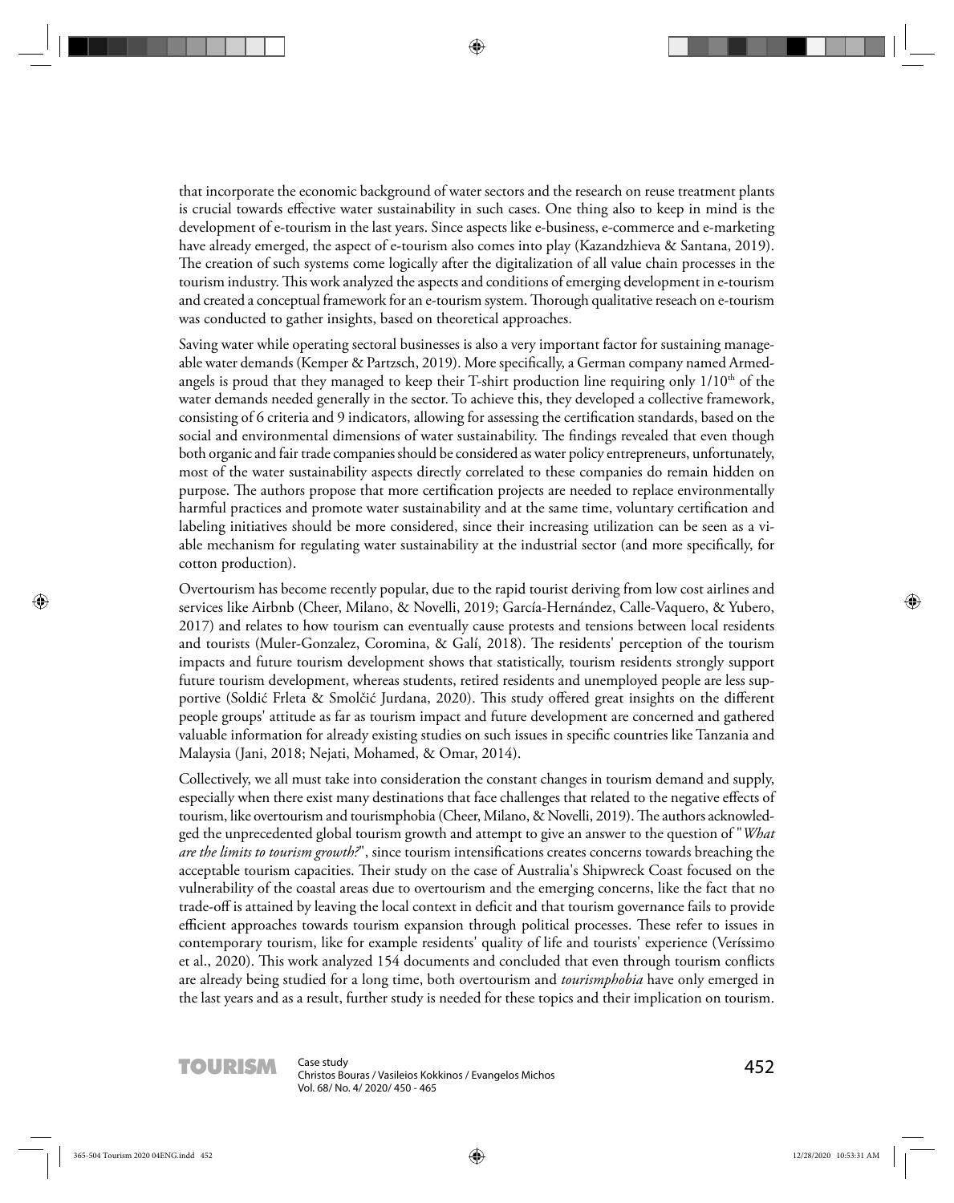that incorporate the economic background of water sectors and the research on reuse treatment plants is crucial towards effective water sustainability in such cases. One thing also to keep in mind is the development of e-tourism in the last years. Since aspects like e-business, e-commerce and e-marketing have already emerged, the aspect of e-tourism also comes into play (Kazandzhieva & Santana, 2019). The creation of such systems come logically after the digitalization of all value chain processes in the tourism industry. This work analyzed the aspects and conditions of emerging development in e-tourism and created a conceptual framework for an e-tourism system. Thorough qualitative reseach on e-tourism was conducted to gather insights, based on theoretical approaches.

Saving water while operating sectoral businesses is also a very important factor for sustaining manageable water demands (Kemper & Partzsch, 2019). More specifically, a German company named Armedangels is proud that they managed to keep their T-shirt production line requiring only $1/10^{th}$ of the water demands needed generally in the sector. To achieve this, they developed a collective framework, consisting of 6 criteria and 9 indicators, allowing for assessing the certification standards, based on the social and environmental dimensions of water sustainability. The findings revealed that even though both organic and fair trade companies should be considered as water policy entrepreneurs, unfortunately, most of the water sustainability aspects directly correlated to these companies do remain hidden on purpose. The authors propose that more certification projects are needed to replace environmentally harmful practices and promote water sustainability and at the same time, voluntary certification and labeling initiatives should be more considered, since their increasing utilization can be seen as a viable mechanism for regulating water sustainability at the industrial sector (and more specifically, for cotton production).

Overtourism has become recently popular, due to the rapid tourist deriving from low cost airlines and services like Airbnb (Cheer, Milano, & Novelli, 2019; García-Hernández, Calle-Vaquero, & Yubero, 2017) and relates to how tourism can eventually cause protests and tensions between local residents and tourists (Muler-Gonzalez, Coromina, & Galí, 2018). The residents' perception of the tourism impacts and future tourism development shows that statistically, tourism residents strongly support future tourism development, whereas students, retired residents and unemployed people are less supportive (Soldić Frleta & Smolčić Jurdana, 2020). This study offered great insights on the different people groups' attitude as far as tourism impact and future development are concerned and gathered valuable information for already existing studies on such issues in specific countries like Tanzania and Malaysia (Jani, 2018; Nejati, Mohamed, & Omar, 2014).

Collectively, we all must take into consideration the constant changes in tourism demand and supply, especially when there exist many destinations that face challenges that related to the negative effects of tourism, like overtourism and tourismphobia (Cheer, Milano, & Novelli, 2019). The authors acknowledged the unprecedented global tourism growth and attempt to give an answer to the question of "*What are the limits to tourism growth?*", since tourism intensifications creates concerns towards breaching the acceptable tourism capacities. Their study on the case of Australia's Shipwreck Coast focused on the vulnerability of the coastal areas due to overtourism and the emerging concerns, like the fact that no trade-off is attained by leaving the local context in deficit and that tourism governance fails to provide efficient approaches towards tourism expansion through political processes. These refer to issues in contemporary tourism, like for example residents' quality of life and tourists' experience (Veríssimo et al., 2020). This work analyzed 154 documents and concluded that even through tourism conflicts are already being studied for a long time, both overtourism and *tourismphobia* have only emerged in the last years and as a result, further study is needed for these topics and their implication on tourism.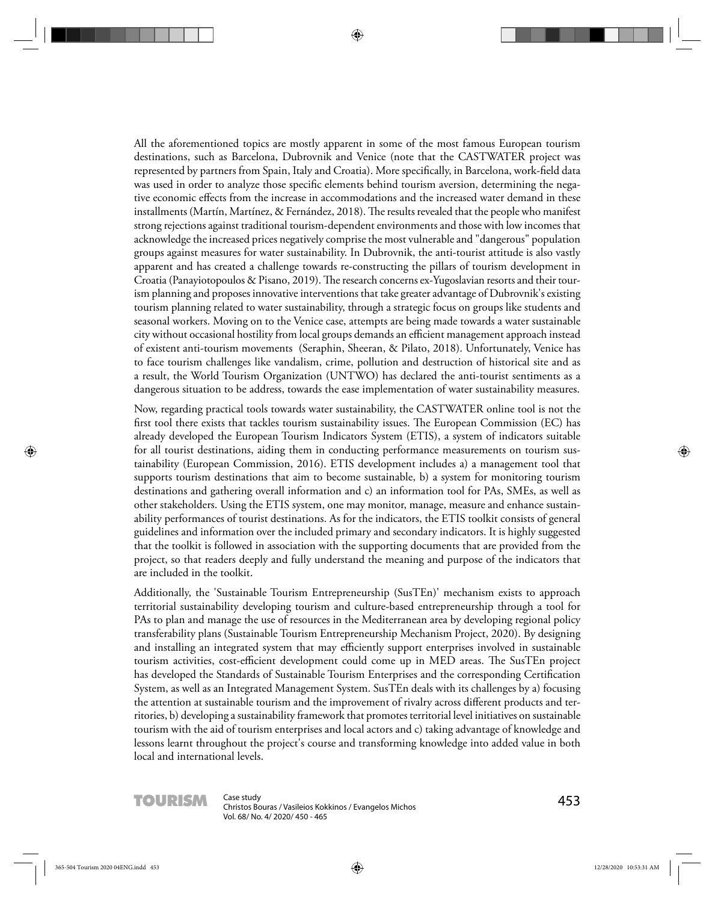All the aforementioned topics are mostly apparent in some of the most famous European tourism destinations, such as Barcelona, Dubrovnik and Venice (note that the CASTWATER project was represented by partners from Spain, Italy and Croatia). More specifically, in Barcelona, work-field data was used in order to analyze those specific elements behind tourism aversion, determining the negative economic effects from the increase in accommodations and the increased water demand in these installments (Martín, Martínez, & Fernández, 2018). The results revealed that the people who manifest strong rejections against traditional tourism-dependent environments and those with low incomes that acknowledge the increased prices negatively comprise the most vulnerable and "dangerous" population groups against measures for water sustainability. In Dubrovnik, the anti-tourist attitude is also vastly apparent and has created a challenge towards re-constructing the pillars of tourism development in Croatia (Panayiotopoulos & Pisano, 2019). The research concerns ex-Yugoslavian resorts and their tourism planning and proposes innovative interventions that take greater advantage of Dubrovnik's existing tourism planning related to water sustainability, through a strategic focus on groups like students and seasonal workers. Moving on to the Venice case, attempts are being made towards a water sustainable city without occasional hostility from local groups demands an efficient management approach instead of existent anti-tourism movements (Seraphin, Sheeran, & Pilato, 2018). Unfortunately, Venice has to face tourism challenges like vandalism, crime, pollution and destruction of historical site and as a result, the World Tourism Organization (UNTWO) has declared the anti-tourist sentiments as a dangerous situation to be address, towards the ease implementation of water sustainability measures.

Now, regarding practical tools towards water sustainability, the CASTWATER online tool is not the first tool there exists that tackles tourism sustainability issues. The European Commission (EC) has already developed the European Tourism Indicators System (ETIS), a system of indicators suitable for all tourist destinations, aiding them in conducting performance measurements on tourism sustainability (European Commission, 2016). ETIS development includes a) a management tool that supports tourism destinations that aim to become sustainable, b) a system for monitoring tourism destinations and gathering overall information and c) an information tool for PAs, SMEs, as well as other stakeholders. Using the ETIS system, one may monitor, manage, measure and enhance sustainability performances of tourist destinations. As for the indicators, the ETIS toolkit consists of general guidelines and information over the included primary and secondary indicators. It is highly suggested that the toolkit is followed in association with the supporting documents that are provided from the project, so that readers deeply and fully understand the meaning and purpose of the indicators that are included in the toolkit.

Additionally, the 'Sustainable Tourism Entrepreneurship (SusTEn)' mechanism exists to approach territorial sustainability developing tourism and culture-based entrepreneurship through a tool for PAs to plan and manage the use of resources in the Mediterranean area by developing regional policy transferability plans (Sustainable Tourism Entrepreneurship Mechanism Project, 2020). By designing and installing an integrated system that may efficiently support enterprises involved in sustainable tourism activities, cost-efficient development could come up in MED areas. The SusTEn project has developed the Standards of Sustainable Tourism Enterprises and the corresponding Certification System, as well as an Integrated Management System. SusTEn deals with its challenges by a) focusing the attention at sustainable tourism and the improvement of rivalry across different products and territories, b) developing a sustainability framework that promotes territorial level initiatives on sustainable tourism with the aid of tourism enterprises and local actors and c) taking advantage of knowledge and lessons learnt throughout the project's course and transforming knowledge into added value in both local and international levels.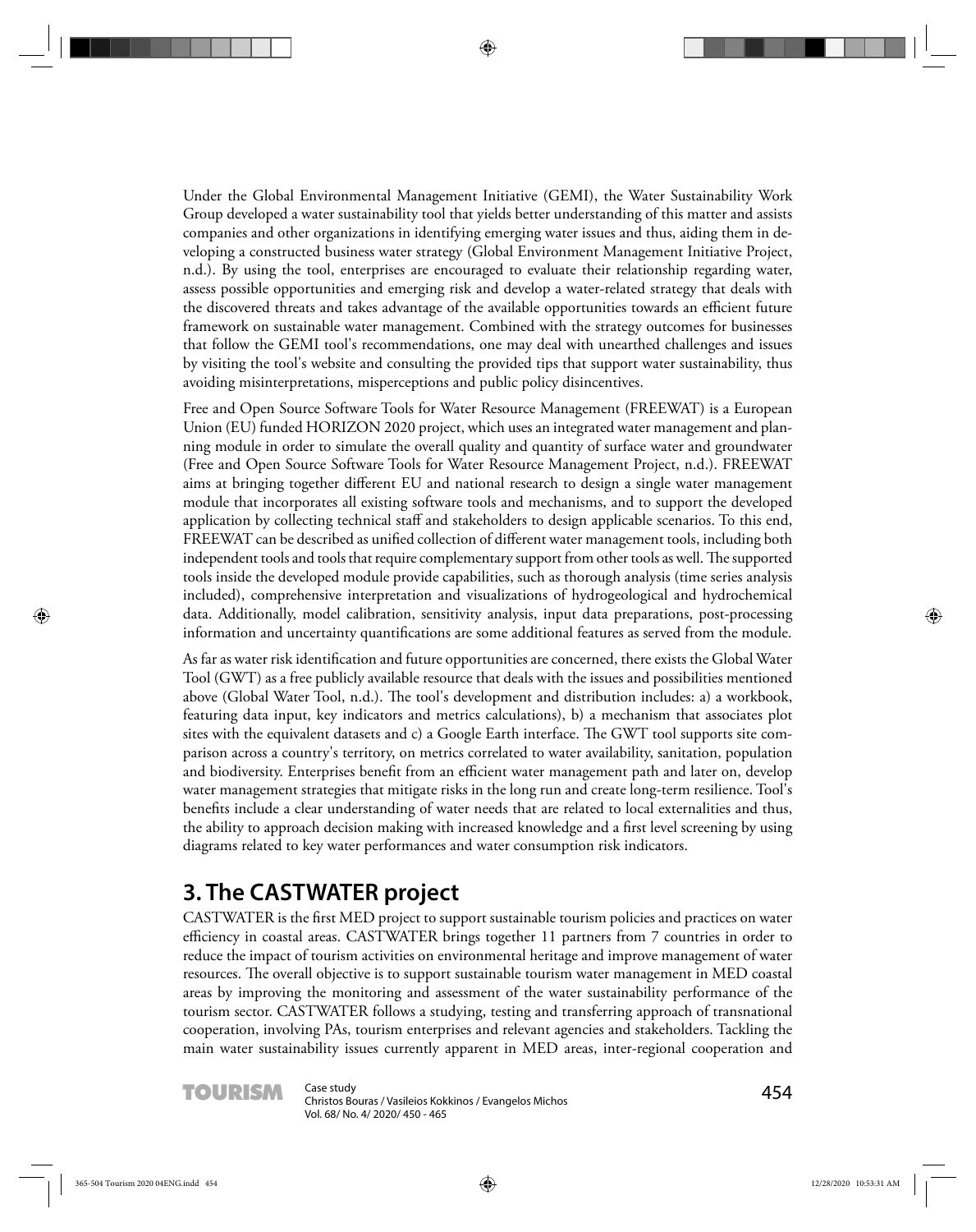Under the Global Environmental Management Initiative (GEMI), the Water Sustainability Work Group developed a water sustainability tool that yields better understanding of this matter and assists companies and other organizations in identifying emerging water issues and thus, aiding them in developing a constructed business water strategy (Global Environment Management Initiative Project, n.d.). By using the tool, enterprises are encouraged to evaluate their relationship regarding water, assess possible opportunities and emerging risk and develop a water-related strategy that deals with the discovered threats and takes advantage of the available opportunities towards an efficient future framework on sustainable water management. Combined with the strategy outcomes for businesses that follow the GEMI tool's recommendations, one may deal with unearthed challenges and issues by visiting the tool's website and consulting the provided tips that support water sustainability, thus avoiding misinterpretations, misperceptions and public policy disincentives.

Free and Open Source Software Tools for Water Resource Management (FREEWAT) is a European Union (EU) funded HORIZON 2020 project, which uses an integrated water management and planning module in order to simulate the overall quality and quantity of surface water and groundwater (Free and Open Source Software Tools for Water Resource Management Project, n.d.). FREEWAT aims at bringing together different EU and national research to design a single water management module that incorporates all existing software tools and mechanisms, and to support the developed application by collecting technical staff and stakeholders to design applicable scenarios. To this end, FREEWAT can be described as unified collection of different water management tools, including both independent tools and tools that require complementary support from other tools as well. The supported tools inside the developed module provide capabilities, such as thorough analysis (time series analysis included), comprehensive interpretation and visualizations of hydrogeological and hydrochemical data. Additionally, model calibration, sensitivity analysis, input data preparations, post-processing information and uncertainty quantifications are some additional features as served from the module.

As far as water risk identification and future opportunities are concerned, there exists the Global Water Tool (GWT) as a free publicly available resource that deals with the issues and possibilities mentioned above (Global Water Tool, n.d.). The tool's development and distribution includes: a) a workbook, featuring data input, key indicators and metrics calculations), b) a mechanism that associates plot sites with the equivalent datasets and c) a Google Earth interface. The GWT tool supports site comparison across a country's territory, on metrics correlated to water availability, sanitation, population and biodiversity. Enterprises benefit from an efficient water management path and later on, develop water management strategies that mitigate risks in the long run and create long-term resilience. Tool's benefits include a clear understanding of water needs that are related to local externalities and thus, the ability to approach decision making with increased knowledge and a first level screening by using diagrams related to key water performances and water consumption risk indicators.

## 3. The CASTWATER project

CASTWATER is the first MED project to support sustainable tourism policies and practices on water efficiency in coastal areas. CASTWATER brings together 11 partners from 7 countries in order to reduce the impact of tourism activities on environmental heritage and improve management of water resources. The overall objective is to support sustainable tourism water management in MED coastal areas by improving the monitoring and assessment of the water sustainability performance of the tourism sector. CASTWATER follows a studying, testing and transferring approach of transnational cooperation, involving PAs, tourism enterprises and relevant agencies and stakeholders. Tackling the main water sustainability issues currently apparent in MED areas, inter-regional cooperation and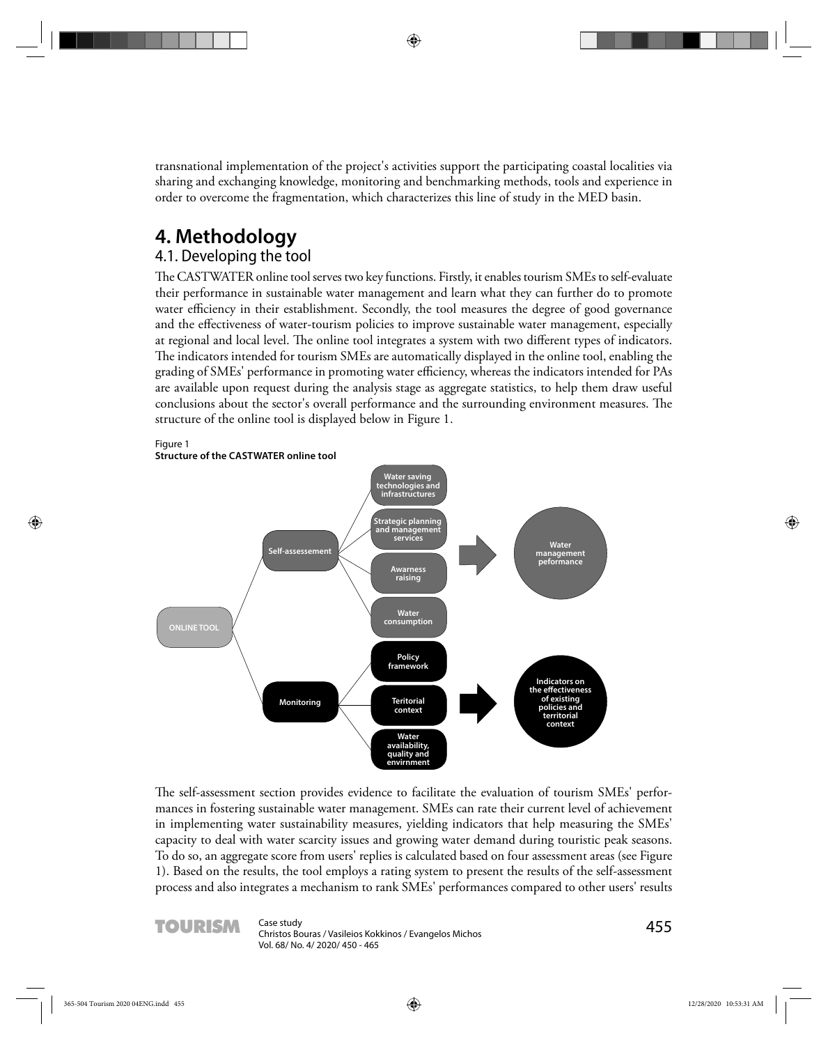transnational implementation of the project's activities support the participating coastal localities via sharing and exchanging knowledge, monitoring and benchmarking methods, tools and experience in order to overcome the fragmentation, which characterizes this line of study in the MED basin.

# 4. Methodology

## 4.1. Developing the tool

The CASTWATER online tool serves two key functions. Firstly, it enables tourism SMEs to self-evaluate their performance in sustainable water management and learn what they can further do to promote water efficiency in their establishment. Secondly, the tool measures the degree of good governance and the effectiveness of water-tourism policies to improve sustainable water management, especially at regional and local level. The online tool integrates a system with two different types of indicators. The indicators intended for tourism SMEs are automatically displayed in the online tool, enabling the grading of SMEs' performance in promoting water efficiency, whereas the indicators intended for PAs are available upon request during the analysis stage as aggregate statistics, to help them draw useful conclusions about the sector's overall performance and the surrounding environment measures. The structure of the online tool is displayed below in Figure 1.

Figure 1
**Structure of the CASTWATER online tool**

ONLINE TOOL
- Self-assessement
  - Water saving technologies and infrastructures
  - Strategic planning and management services
  - Awarness raising
  - Water consumption
  - → Water management peformance
- Monitoring
  - Policy framework
  - Teritorial context
  - Water availability, quality and envirnment
  - → Indicators on the effectiveness of existing policies and territorial context

The self-assessment section provides evidence to facilitate the evaluation of tourism SMEs' performances in fostering sustainable water management. SMEs can rate their current level of achievement in implementing water sustainability measures, yielding indicators that help measuring the SMEs' capacity to deal with water scarcity issues and growing water demand during touristic peak seasons. To do so, an aggregate score from users' replies is calculated based on four assessment areas (see Figure 1). Based on the results, the tool employs a rating system to present the results of the self-assessment process and also integrates a mechanism to rank SMEs' performances compared to other users' results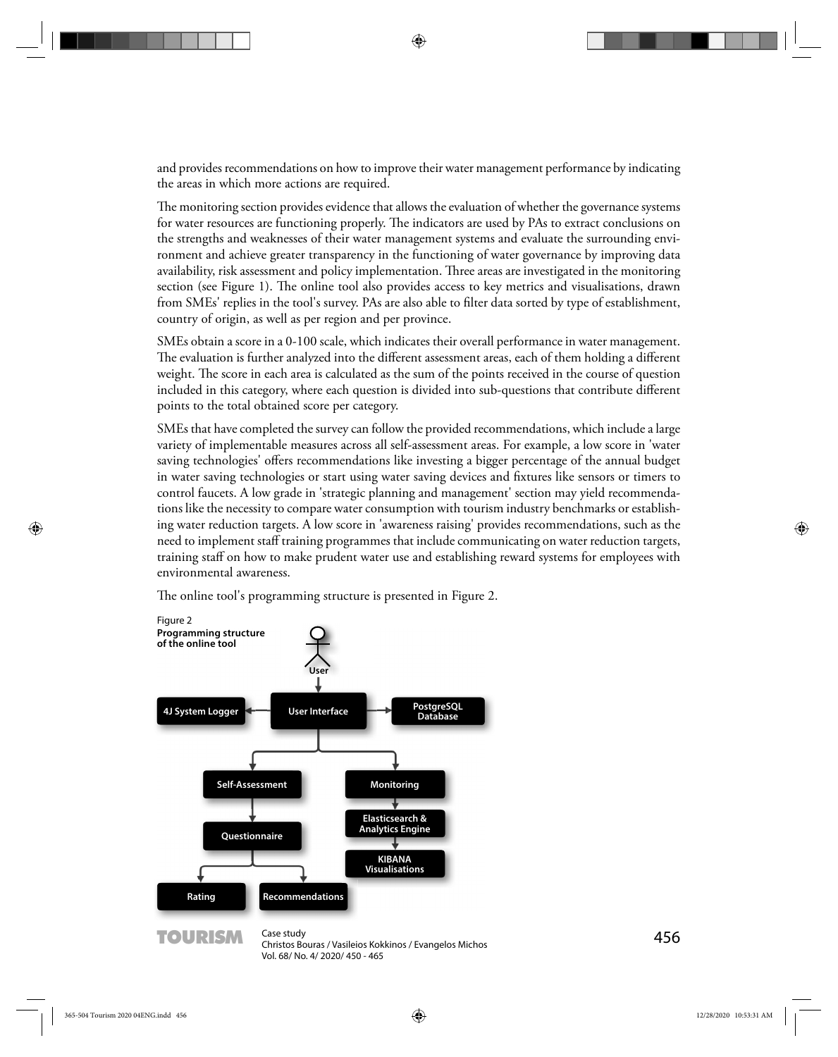and provides recommendations on how to improve their water management performance by indicating the areas in which more actions are required.

The monitoring section provides evidence that allows the evaluation of whether the governance systems for water resources are functioning properly. The indicators are used by PAs to extract conclusions on the strengths and weaknesses of their water management systems and evaluate the surrounding environment and achieve greater transparency in the functioning of water governance by improving data availability, risk assessment and policy implementation. Three areas are investigated in the monitoring section (see Figure 1). The online tool also provides access to key metrics and visualisations, drawn from SMEs' replies in the tool's survey. PAs are also able to filter data sorted by type of establishment, country of origin, as well as per region and per province.

SMEs obtain a score in a 0-100 scale, which indicates their overall performance in water management. The evaluation is further analyzed into the different assessment areas, each of them holding a different weight. The score in each area is calculated as the sum of the points received in the course of question included in this category, where each question is divided into sub-questions that contribute different points to the total obtained score per category.

SMEs that have completed the survey can follow the provided recommendations, which include a large variety of implementable measures across all self-assessment areas. For example, a low score in 'water saving technologies' offers recommendations like investing a bigger percentage of the annual budget in water saving technologies or start using water saving devices and fixtures like sensors or timers to control faucets. A low grade in 'strategic planning and management' section may yield recommendations like the necessity to compare water consumption with tourism industry benchmarks or establishing water reduction targets. A low score in 'awareness raising' provides recommendations, such as the need to implement staff training programmes that include communicating on water reduction targets, training staff on how to make prudent water use and establishing reward systems for employees with environmental awareness.

The online tool's programming structure is presented in Figure 2.

Figure 2
**Programming structure of the online tool**

User → User Interface; User Interface → 4J System Logger; User Interface → PostgreSQL Database; User Interface → Self-Assessment → Questionnaire → Rating, Recommendations; User Interface → Monitoring → Elasticsearch & Analytics Engine → KIBANA Visualisations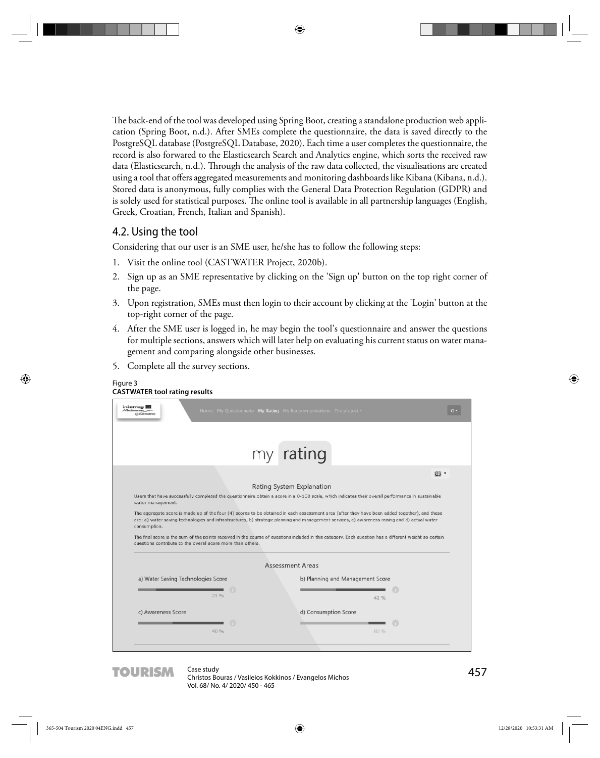The back-end of the tool was developed using Spring Boot, creating a standalone production web application (Spring Boot, n.d.). After SMEs complete the questionnaire, the data is saved directly to the PostgreSQL database (PostgreSQL Database, 2020). Each time a user completes the questionnaire, the record is also forwarded to the Elasticsearch Search and Analytics engine, which sorts the received raw data (Elasticsearch, n.d.). Through the analysis of the raw data collected, the visualisations are created using a tool that offers aggregated measurements and monitoring dashboards like Kibana (Kibana, n.d.). Stored data is anonymous, fully complies with the General Data Protection Regulation (GDPR) and is solely used for statistical purposes. The online tool is available in all partnership languages (English, Greek, Croatian, French, Italian and Spanish).

## 4.2. Using the tool

Considering that our user is an SME user, he/she has to follow the following steps:

1. Visit the online tool (CASTWATER Project, 2020b).
2. Sign up as an SME representative by clicking on the 'Sign up' button on the top right corner of the page.
3. Upon registration, SMEs must then login to their account by clicking at the 'Login' button at the top-right corner of the page.
4. After the SME user is logged in, he may begin the tool's questionnaire and answer the questions for multiple sections, answers which will later help on evaluating his current status on water management and comparing alongside other businesses.
5. Complete all the survey sections.

Figure 3
**CASTWATER tool rating results**

Home My Questionnaire My Rating My Recommendations The project

my rating

Rating System Explanation

Users that have successfully completed the questionnaire obtain a score in a 0-100 scale, which indicates their overall performance in sustainable water management.

The aggregate score is made up of the four (4) scores to be obtained in each assessment area (after they have been added together), and these are: a) water saving technologies and infrastructures, b) strategic planning and management services, c) awareness raising and d) actual water consumption.

The final score is the sum of the points received in the course of questions included in this category. Each question has a different weight so certain questions contribute to the overall score more than others.

Assessment Areas

a) Water Saving Technologies Score 21 %

b) Planning and Management Score 42 %

c) Awareness Score 40 %

d) Consumption Score 80 %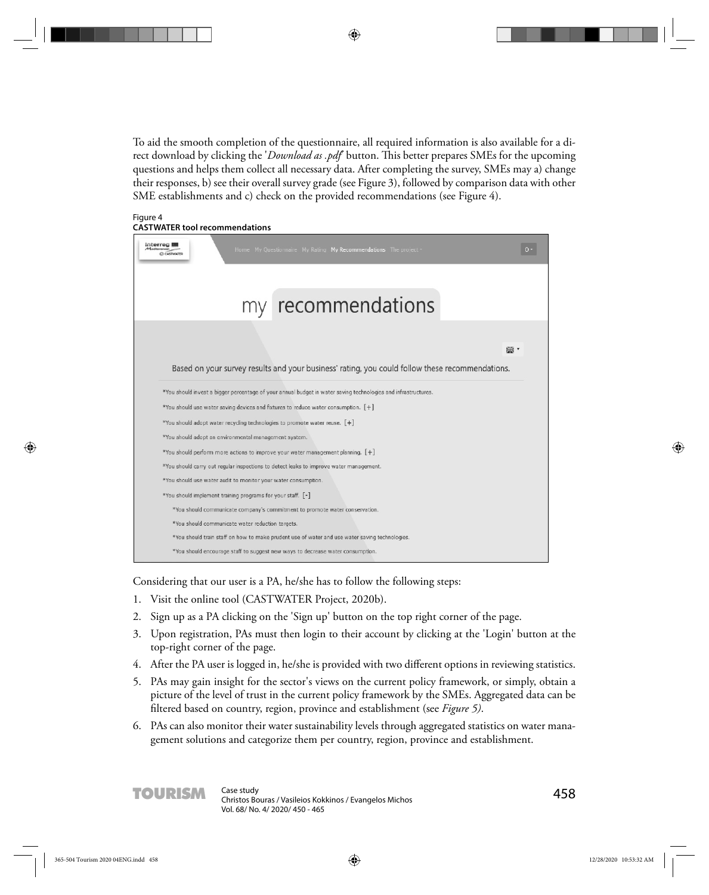To aid the smooth completion of the questionnaire, all required information is also available for a direct download by clicking the '*Download as .pdf*' button. This better prepares SMEs for the upcoming questions and helps them collect all necessary data. After completing the survey, SMEs may a) change their responses, b) see their overall survey grade (see Figure 3), followed by comparison data with other SME establishments and c) check on the provided recommendations (see Figure 4).

Figure 4
**CASTWATER tool recommendations**

Considering that our user is a PA, he/she has to follow the following steps:

1. Visit the online tool (CASTWATER Project, 2020b).
2. Sign up as a PA clicking on the 'Sign up' button on the top right corner of the page.
3. Upon registration, PAs must then login to their account by clicking at the 'Login' button at the top-right corner of the page.
4. After the PA user is logged in, he/she is provided with two different options in reviewing statistics.
5. PAs may gain insight for the sector's views on the current policy framework, or simply, obtain a picture of the level of trust in the current policy framework by the SMEs. Aggregated data can be filtered based on country, region, province and establishment (see *Figure 5)*.
6. PAs can also monitor their water sustainability levels through aggregated statistics on water management solutions and categorize them per country, region, province and establishment.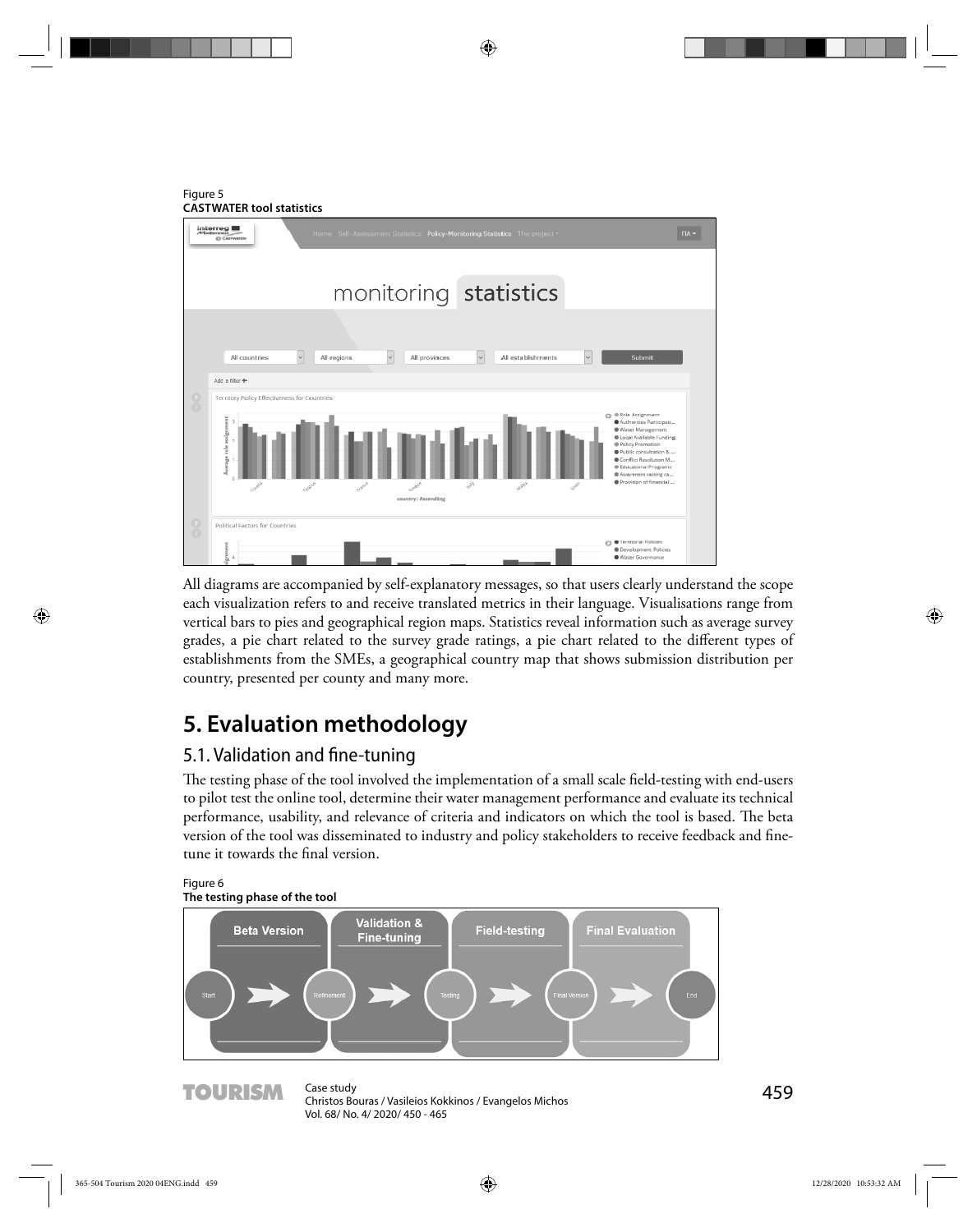Figure 5
**CASTWATER tool statistics**

All diagrams are accompanied by self-explanatory messages, so that users clearly understand the scope each visualization refers to and receive translated metrics in their language. Visualisations range from vertical bars to pies and geographical region maps. Statistics reveal information such as average survey grades, a pie chart related to the survey grade ratings, a pie chart related to the different types of establishments from the SMEs, a geographical country map that shows submission distribution per country, presented per county and many more.

# 5. Evaluation methodology

## 5.1. Validation and fine-tuning

The testing phase of the tool involved the implementation of a small scale field-testing with end-users to pilot test the online tool, determine their water management performance and evaluate its technical performance, usability, and relevance of criteria and indicators on which the tool is based. The beta version of the tool was disseminated to industry and policy stakeholders to receive feedback and fine-tune it towards the final version.

Figure 6
**The testing phase of the tool**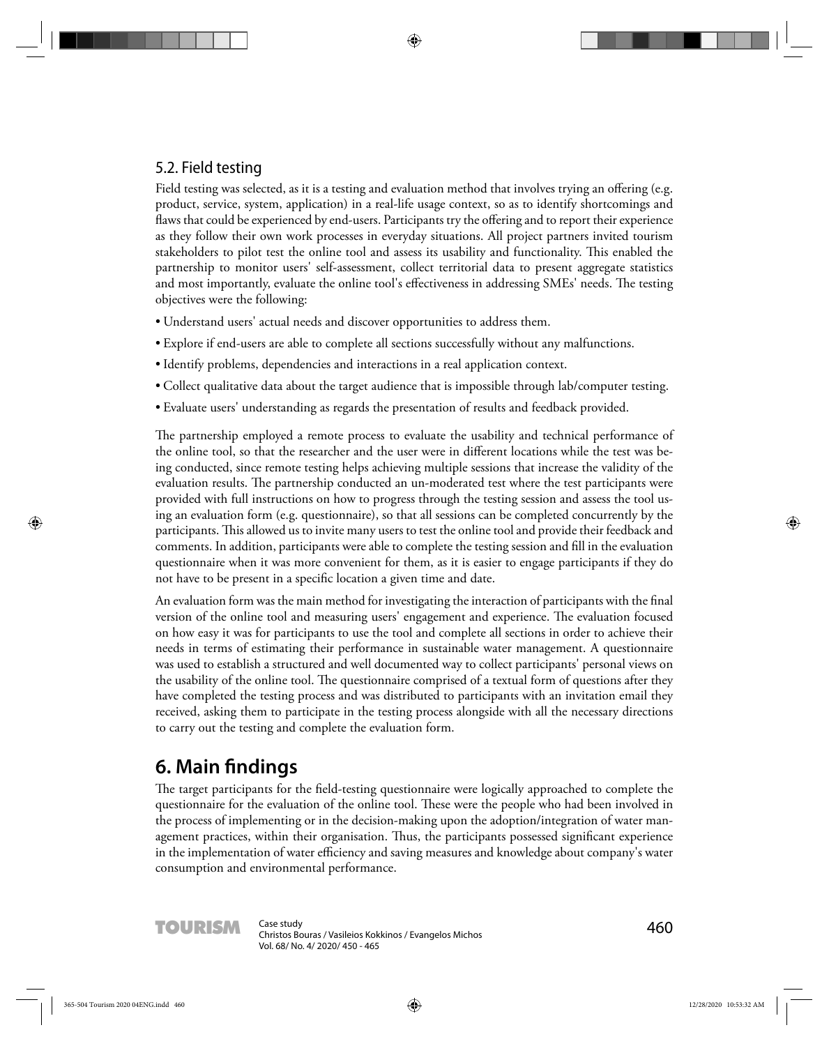### 5.2. Field testing

Field testing was selected, as it is a testing and evaluation method that involves trying an offering (e.g. product, service, system, application) in a real-life usage context, so as to identify shortcomings and flaws that could be experienced by end-users. Participants try the offering and to report their experience as they follow their own work processes in everyday situations. All project partners invited tourism stakeholders to pilot test the online tool and assess its usability and functionality. This enabled the partnership to monitor users' self-assessment, collect territorial data to present aggregate statistics and most importantly, evaluate the online tool's effectiveness in addressing SMEs' needs. The testing objectives were the following:

- Understand users' actual needs and discover opportunities to address them.
- Explore if end-users are able to complete all sections successfully without any malfunctions.
- Identify problems, dependencies and interactions in a real application context.
- Collect qualitative data about the target audience that is impossible through lab/computer testing.
- Evaluate users' understanding as regards the presentation of results and feedback provided.

The partnership employed a remote process to evaluate the usability and technical performance of the online tool, so that the researcher and the user were in different locations while the test was being conducted, since remote testing helps achieving multiple sessions that increase the validity of the evaluation results. The partnership conducted an un-moderated test where the test participants were provided with full instructions on how to progress through the testing session and assess the tool using an evaluation form (e.g. questionnaire), so that all sessions can be completed concurrently by the participants. This allowed us to invite many users to test the online tool and provide their feedback and comments. In addition, participants were able to complete the testing session and fill in the evaluation questionnaire when it was more convenient for them, as it is easier to engage participants if they do not have to be present in a specific location a given time and date.

An evaluation form was the main method for investigating the interaction of participants with the final version of the online tool and measuring users' engagement and experience. The evaluation focused on how easy it was for participants to use the tool and complete all sections in order to achieve their needs in terms of estimating their performance in sustainable water management. A questionnaire was used to establish a structured and well documented way to collect participants' personal views on the usability of the online tool. The questionnaire comprised of a textual form of questions after they have completed the testing process and was distributed to participants with an invitation email they received, asking them to participate in the testing process alongside with all the necessary directions to carry out the testing and complete the evaluation form.

## 6. Main findings

The target participants for the field-testing questionnaire were logically approached to complete the questionnaire for the evaluation of the online tool. These were the people who had been involved in the process of implementing or in the decision-making upon the adoption/integration of water management practices, within their organisation. Thus, the participants possessed significant experience in the implementation of water efficiency and saving measures and knowledge about company's water consumption and environmental performance.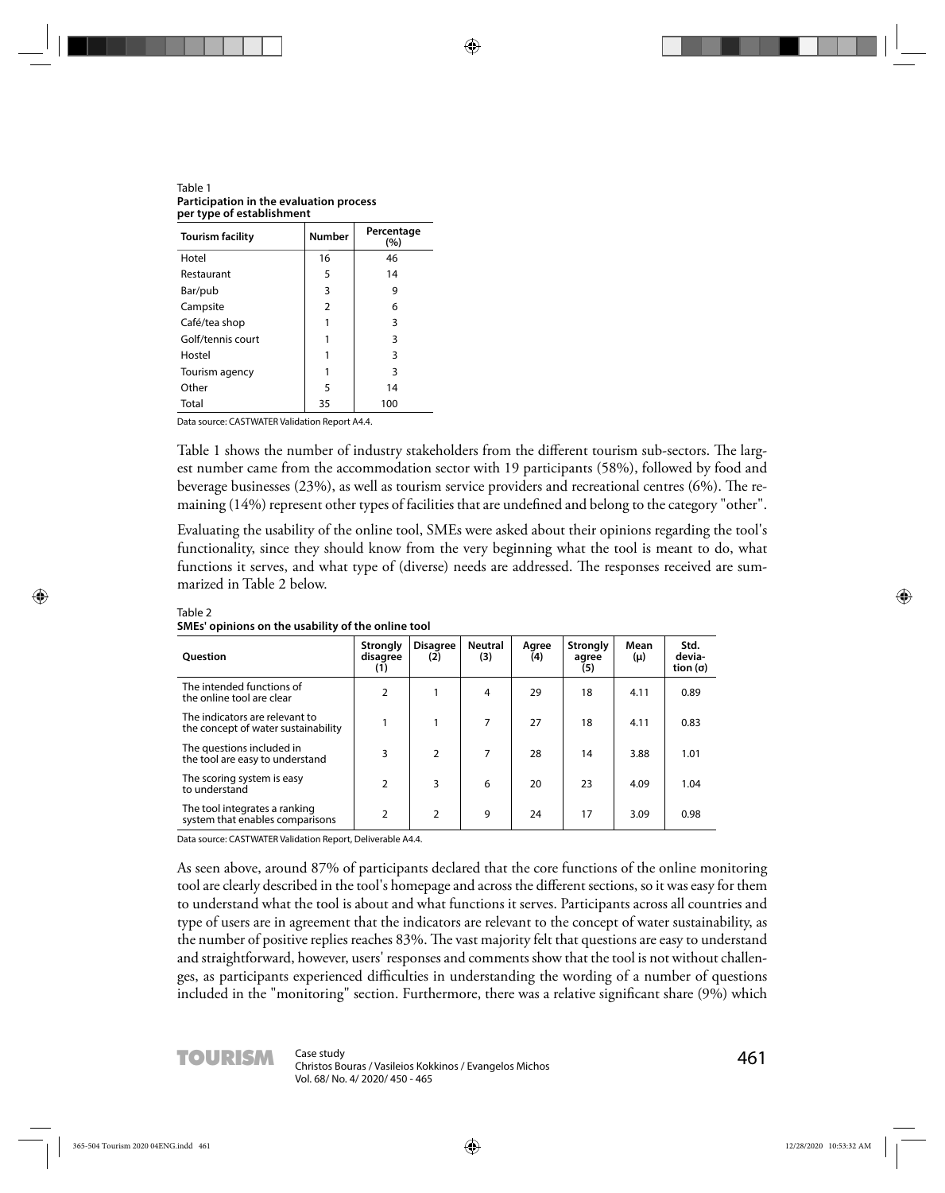Table 1
**Participation in the evaluation process per type of establishment**

| Tourism facility | Number | Percentage (%) |
|---|---|---|
| Hotel | 16 | 46 |
| Restaurant | 5 | 14 |
| Bar/pub | 3 | 9 |
| Campsite | 2 | 6 |
| Café/tea shop | 1 | 3 |
| Golf/tennis court | 1 | 3 |
| Hostel | 1 | 3 |
| Tourism agency | 1 | 3 |
| Other | 5 | 14 |
| Total | 35 | 100 |

Data source: CASTWATER Validation Report A4.4.

Table 1 shows the number of industry stakeholders from the different tourism sub-sectors. The largest number came from the accommodation sector with 19 participants (58%), followed by food and beverage businesses (23%), as well as tourism service providers and recreational centres (6%). The remaining (14%) represent other types of facilities that are undefined and belong to the category "other".

Evaluating the usability of the online tool, SMEs were asked about their opinions regarding the tool's functionality, since they should know from the very beginning what the tool is meant to do, what functions it serves, and what type of (diverse) needs are addressed. The responses received are summarized in Table 2 below.

Table 2
**SMEs' opinions on the usability of the online tool**

| Question | Strongly disagree (1) | Disagree (2) | Neutral (3) | Agree (4) | Strongly agree (5) | Mean (μ) | Std. deviation (σ) |
|---|---|---|---|---|---|---|---|
| The intended functions of the online tool are clear | 2 | 1 | 4 | 29 | 18 | 4.11 | 0.89 |
| The indicators are relevant to the concept of water sustainability | 1 | 1 | 7 | 27 | 18 | 4.11 | 0.83 |
| The questions included in the tool are easy to understand | 3 | 2 | 7 | 28 | 14 | 3.88 | 1.01 |
| The scoring system is easy to understand | 2 | 3 | 6 | 20 | 23 | 4.09 | 1.04 |
| The tool integrates a ranking system that enables comparisons | 2 | 2 | 9 | 24 | 17 | 3.09 | 0.98 |

Data source: CASTWATER Validation Report, Deliverable A4.4.

As seen above, around 87% of participants declared that the core functions of the online monitoring tool are clearly described in the tool's homepage and across the different sections, so it was easy for them to understand what the tool is about and what functions it serves. Participants across all countries and type of users are in agreement that the indicators are relevant to the concept of water sustainability, as the number of positive replies reaches 83%. The vast majority felt that questions are easy to understand and straightforward, however, users' responses and comments show that the tool is not without challenges, as participants experienced difficulties in understanding the wording of a number of questions included in the "monitoring" section. Furthermore, there was a relative significant share (9%) which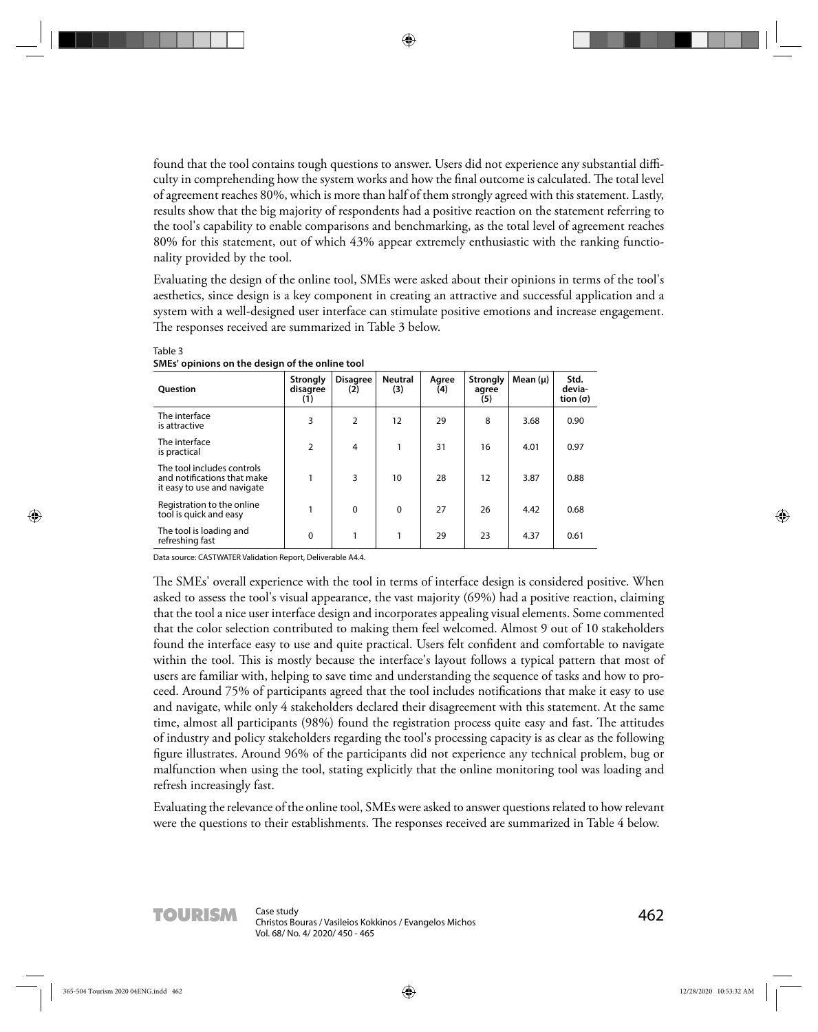found that the tool contains tough questions to answer. Users did not experience any substantial difficulty in comprehending how the system works and how the final outcome is calculated. The total level of agreement reaches 80%, which is more than half of them strongly agreed with this statement. Lastly, results show that the big majority of respondents had a positive reaction on the statement referring to the tool's capability to enable comparisons and benchmarking, as the total level of agreement reaches 80% for this statement, out of which 43% appear extremely enthusiastic with the ranking functionality provided by the tool.

Evaluating the design of the online tool, SMEs were asked about their opinions in terms of the tool's aesthetics, since design is a key component in creating an attractive and successful application and a system with a well-designed user interface can stimulate positive emotions and increase engagement. The responses received are summarized in Table 3 below.

Table 3
**SMEs' opinions on the design of the online tool**

| Question | Strongly disagree (1) | Disagree (2) | Neutral (3) | Agree (4) | Strongly agree (5) | Mean (μ) | Std. deviation (σ) |
|---|---|---|---|---|---|---|---|
| The interface is attractive | 3 | 2 | 12 | 29 | 8 | 3.68 | 0.90 |
| The interface is practical | 2 | 4 | 1 | 31 | 16 | 4.01 | 0.97 |
| The tool includes controls and notifications that make it easy to use and navigate | 1 | 3 | 10 | 28 | 12 | 3.87 | 0.88 |
| Registration to the online tool is quick and easy | 1 | 0 | 0 | 27 | 26 | 4.42 | 0.68 |
| The tool is loading and refreshing fast | 0 | 1 | 1 | 29 | 23 | 4.37 | 0.61 |

Data source: CASTWATER Validation Report, Deliverable A4.4.

The SMEs' overall experience with the tool in terms of interface design is considered positive. When asked to assess the tool's visual appearance, the vast majority (69%) had a positive reaction, claiming that the tool a nice user interface design and incorporates appealing visual elements. Some commented that the color selection contributed to making them feel welcomed. Almost 9 out of 10 stakeholders found the interface easy to use and quite practical. Users felt confident and comfortable to navigate within the tool. This is mostly because the interface's layout follows a typical pattern that most of users are familiar with, helping to save time and understanding the sequence of tasks and how to proceed. Around 75% of participants agreed that the tool includes notifications that make it easy to use and navigate, while only 4 stakeholders declared their disagreement with this statement. At the same time, almost all participants (98%) found the registration process quite easy and fast. The attitudes of industry and policy stakeholders regarding the tool's processing capacity is as clear as the following figure illustrates. Around 96% of the participants did not experience any technical problem, bug or malfunction when using the tool, stating explicitly that the online monitoring tool was loading and refresh increasingly fast.

Evaluating the relevance of the online tool, SMEs were asked to answer questions related to how relevant were the questions to their establishments. The responses received are summarized in Table 4 below.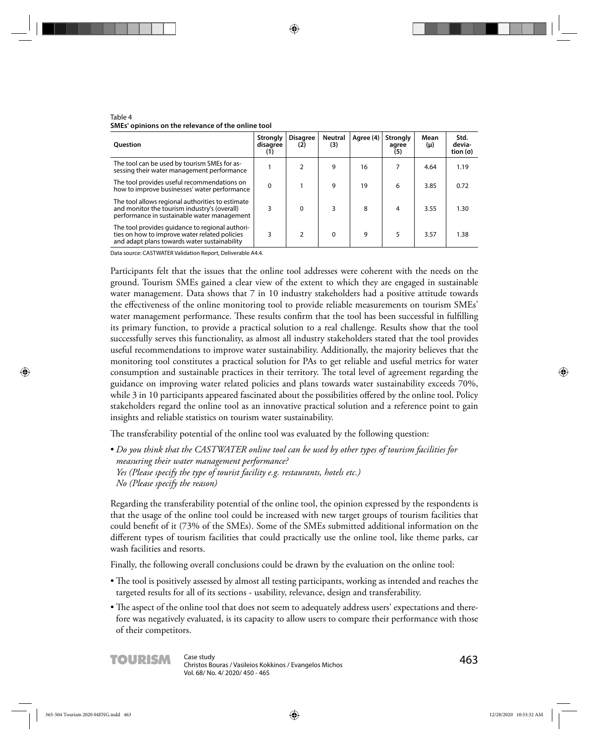Table 4
**SMEs' opinions on the relevance of the online tool**

| Question | Strongly disagree (1) | Disagree (2) | Neutral (3) | Agree (4) | Strongly agree (5) | Mean (μ) | Std. deviation (σ) |
|---|---|---|---|---|---|---|---|
| The tool can be used by tourism SMEs for assessing their water management performance | 1 | 2 | 9 | 16 | 7 | 4.64 | 1.19 |
| The tool provides useful recommendations on how to improve businesses' water performance | 0 | 1 | 9 | 19 | 6 | 3.85 | 0.72 |
| The tool allows regional authorities to estimate and monitor the tourism industry's (overall) performance in sustainable water management | 3 | 0 | 3 | 8 | 4 | 3.55 | 1.30 |
| The tool provides guidance to regional authorities on how to improve water related policies and adapt plans towards water sustainability | 3 | 2 | 0 | 9 | 5 | 3.57 | 1.38 |

Data source: CASTWATER Validation Report, Deliverable A4.4.

Participants felt that the issues that the online tool addresses were coherent with the needs on the ground. Tourism SMEs gained a clear view of the extent to which they are engaged in sustainable water management. Data shows that 7 in 10 industry stakeholders had a positive attitude towards the effectiveness of the online monitoring tool to provide reliable measurements on tourism SMEs' water management performance. These results confirm that the tool has been successful in fulfilling its primary function, to provide a practical solution to a real challenge. Results show that the tool successfully serves this functionality, as almost all industry stakeholders stated that the tool provides useful recommendations to improve water sustainability. Additionally, the majority believes that the monitoring tool constitutes a practical solution for PAs to get reliable and useful metrics for water consumption and sustainable practices in their territory. The total level of agreement regarding the guidance on improving water related policies and plans towards water sustainability exceeds 70%, while 3 in 10 participants appeared fascinated about the possibilities offered by the online tool. Policy stakeholders regard the online tool as an innovative practical solution and a reference point to gain insights and reliable statistics on tourism water sustainability.

The transferability potential of the online tool was evaluated by the following question:

- *Do you think that the CASTWATER online tool can be used by other types of tourism facilities for measuring their water management performance?*
  *Yes (Please specify the type of tourist facility e.g. restaurants, hotels etc.)*
  *No (Please specify the reason)*

Regarding the transferability potential of the online tool, the opinion expressed by the respondents is that the usage of the online tool could be increased with new target groups of tourism facilities that could benefit of it (73% of the SMEs). Some of the SMEs submitted additional information on the different types of tourism facilities that could practically use the online tool, like theme parks, car wash facilities and resorts.

Finally, the following overall conclusions could be drawn by the evaluation on the online tool:

- The tool is positively assessed by almost all testing participants, working as intended and reaches the targeted results for all of its sections - usability, relevance, design and transferability.
- The aspect of the online tool that does not seem to adequately address users' expectations and therefore was negatively evaluated, is its capacity to allow users to compare their performance with those of their competitors.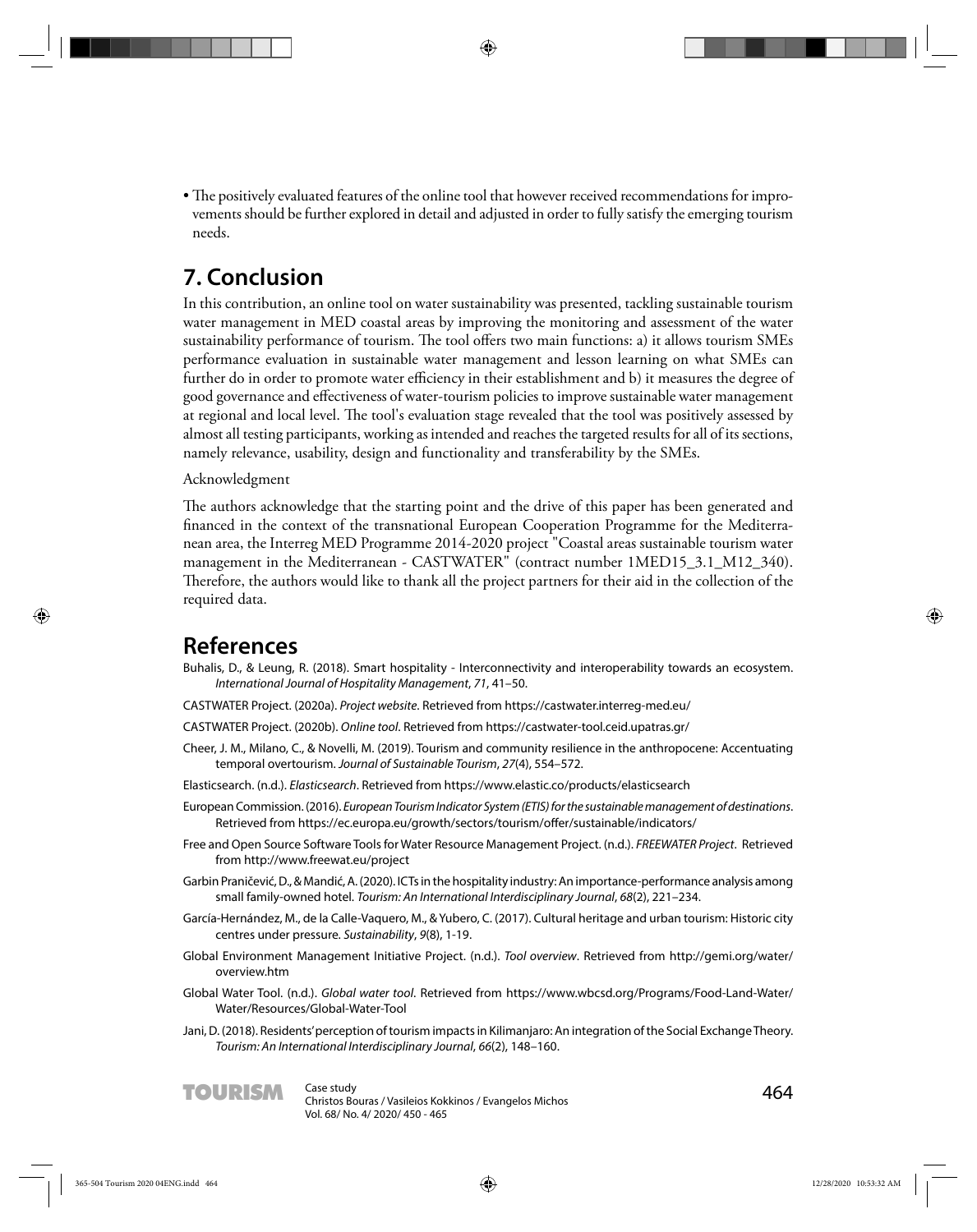- The positively evaluated features of the online tool that however received recommendations for improvements should be further explored in detail and adjusted in order to fully satisfy the emerging tourism needs.

## 7. Conclusion

In this contribution, an online tool on water sustainability was presented, tackling sustainable tourism water management in MED coastal areas by improving the monitoring and assessment of the water sustainability performance of tourism. The tool offers two main functions: a) it allows tourism SMEs performance evaluation in sustainable water management and lesson learning on what SMEs can further do in order to promote water efficiency in their establishment and b) it measures the degree of good governance and effectiveness of water-tourism policies to improve sustainable water management at regional and local level. The tool's evaluation stage revealed that the tool was positively assessed by almost all testing participants, working as intended and reaches the targeted results for all of its sections, namely relevance, usability, design and functionality and transferability by the SMEs.

Acknowledgment

The authors acknowledge that the starting point and the drive of this paper has been generated and financed in the context of the transnational European Cooperation Programme for the Mediterranean area, the Interreg MED Programme 2014-2020 project "Coastal areas sustainable tourism water management in the Mediterranean - CASTWATER" (contract number 1MED15_3.1_M12_340). Therefore, the authors would like to thank all the project partners for their aid in the collection of the required data.

## References

Buhalis, D., & Leung, R. (2018). Smart hospitality - Interconnectivity and interoperability towards an ecosystem. *International Journal of Hospitality Management*, *71*, 41–50.

CASTWATER Project. (2020a). *Project website*. Retrieved from https://castwater.interreg-med.eu/

CASTWATER Project. (2020b). *Online tool*. Retrieved from https://castwater-tool.ceid.upatras.gr/

Cheer, J. M., Milano, C., & Novelli, M. (2019). Tourism and community resilience in the anthropocene: Accentuating temporal overtourism. *Journal of Sustainable Tourism*, *27*(4), 554–572.

Elasticsearch. (n.d.). *Elasticsearch*. Retrieved from https://www.elastic.co/products/elasticsearch

European Commission. (2016). *European Tourism Indicator System (ETIS) for the sustainable management of destinations*. Retrieved from https://ec.europa.eu/growth/sectors/tourism/offer/sustainable/indicators/

Free and Open Source Software Tools for Water Resource Management Project. (n.d.). *FREEWATER Project*. Retrieved from http://www.freewat.eu/project

Garbin Praničević, D., & Mandić, A. (2020). ICTs in the hospitality industry: An importance-performance analysis among small family-owned hotel. *Tourism: An International Interdisciplinary Journal*, *68*(2), 221–234.

García-Hernández, M., de la Calle-Vaquero, M., & Yubero, C. (2017). Cultural heritage and urban tourism: Historic city centres under pressure. *Sustainability*, *9*(8), 1-19.

Global Environment Management Initiative Project. (n.d.). *Tool overview*. Retrieved from http://gemi.org/water/overview.htm

Global Water Tool. (n.d.). *Global water tool*. Retrieved from https://www.wbcsd.org/Programs/Food-Land-Water/Water/Resources/Global-Water-Tool

Jani, D. (2018). Residents' perception of tourism impacts in Kilimanjaro: An integration of the Social Exchange Theory. *Tourism: An International Interdisciplinary Journal*, *66*(2), 148–160.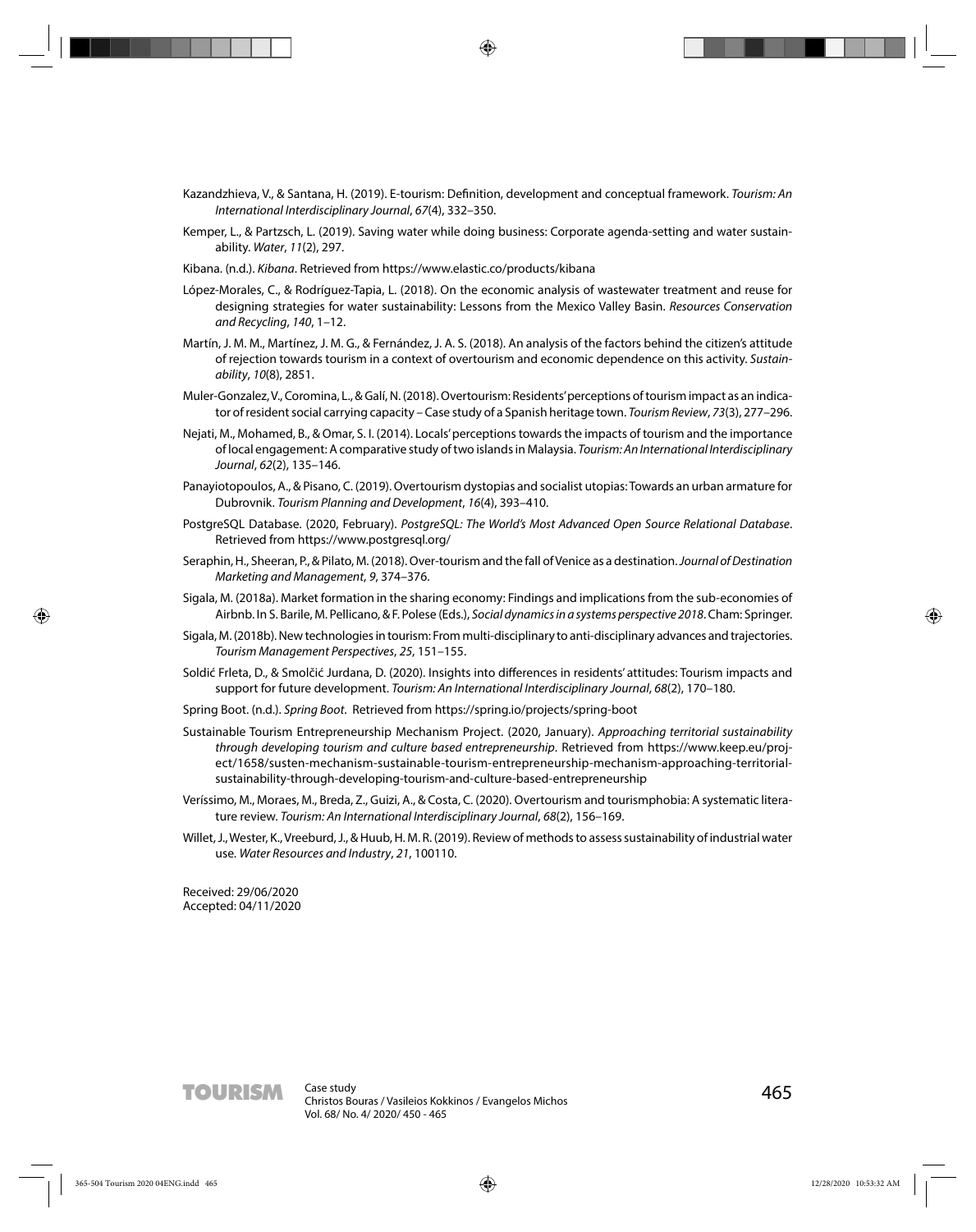Kazandzhieva, V., & Santana, H. (2019). E-tourism: Definition, development and conceptual framework. *Tourism: An International Interdisciplinary Journal*, *67*(4), 332–350.

Kemper, L., & Partzsch, L. (2019). Saving water while doing business: Corporate agenda-setting and water sustainability. *Water*, *11*(2), 297.

Kibana. (n.d.). *Kibana*. Retrieved from https://www.elastic.co/products/kibana

López-Morales, C., & Rodríguez-Tapia, L. (2018). On the economic analysis of wastewater treatment and reuse for designing strategies for water sustainability: Lessons from the Mexico Valley Basin. *Resources Conservation and Recycling*, *140*, 1–12.

Martín, J. M. M., Martínez, J. M. G., & Fernández, J. A. S. (2018). An analysis of the factors behind the citizen's attitude of rejection towards tourism in a context of overtourism and economic dependence on this activity. *Sustainability*, *10*(8), 2851.

Muler-Gonzalez, V., Coromina, L., & Galí, N. (2018). Overtourism: Residents' perceptions of tourism impact as an indicator of resident social carrying capacity – Case study of a Spanish heritage town. *Tourism Review*, *73*(3), 277–296.

Nejati, M., Mohamed, B., & Omar, S. I. (2014). Locals' perceptions towards the impacts of tourism and the importance of local engagement: A comparative study of two islands in Malaysia. *Tourism: An International Interdisciplinary Journal*, *62*(2), 135–146.

Panayiotopoulos, A., & Pisano, C. (2019). Overtourism dystopias and socialist utopias: Towards an urban armature for Dubrovnik. *Tourism Planning and Development*, *16*(4), 393–410.

PostgreSQL Database. (2020, February). *PostgreSQL: The World's Most Advanced Open Source Relational Database*. Retrieved from https://www.postgresql.org/

Seraphin, H., Sheeran, P., & Pilato, M. (2018). Over-tourism and the fall of Venice as a destination. *Journal of Destination Marketing and Management*, *9*, 374–376.

Sigala, M. (2018a). Market formation in the sharing economy: Findings and implications from the sub-economies of Airbnb. In S. Barile, M. Pellicano, & F. Polese (Eds.), *Social dynamics in a systems perspective 2018*. Cham: Springer.

Sigala, M. (2018b). New technologies in tourism: From multi-disciplinary to anti-disciplinary advances and trajectories. *Tourism Management Perspectives*, *25*, 151–155.

Soldić Frleta, D., & Smolčić Jurdana, D. (2020). Insights into differences in residents' attitudes: Tourism impacts and support for future development. *Tourism: An International Interdisciplinary Journal*, *68*(2), 170–180.

Spring Boot. (n.d.). *Spring Boot*. Retrieved from https://spring.io/projects/spring-boot

Sustainable Tourism Entrepreneurship Mechanism Project. (2020, January). *Approaching territorial sustainability through developing tourism and culture based entrepreneurship*. Retrieved from https://www.keep.eu/project/1658/susten-mechanism-sustainable-tourism-entrepreneurship-mechanism-approaching-territorial-sustainability-through-developing-tourism-and-culture-based-entrepreneurship

Veríssimo, M., Moraes, M., Breda, Z., Guizi, A., & Costa, C. (2020). Overtourism and tourismphobia: A systematic literature review. *Tourism: An International Interdisciplinary Journal*, *68*(2), 156–169.

Willet, J., Wester, K., Vreeburd, J., & Huub, H. M. R. (2019). Review of methods to assess sustainability of industrial water use. *Water Resources and Industry*, *21*, 100110.

Received: 29/06/2020
Accepted: 04/11/2020